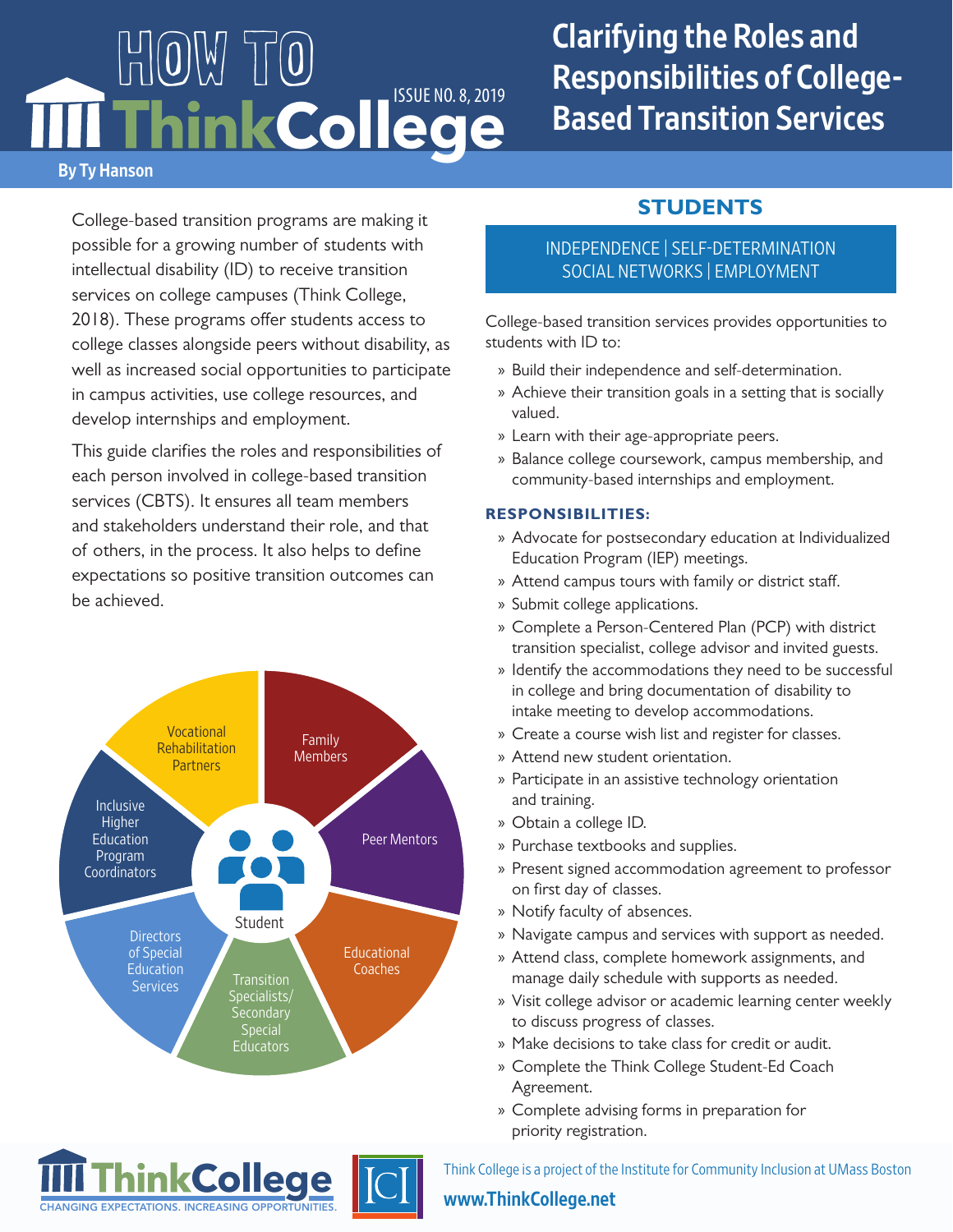# How To ThinkCollege

ISSUE NO. 8, 2019

# Clarifying the Roles and Responsibilities of College-Based Transition Services

**By Ty Hanson**

College-based transition programs are making it possible for a growing number of students with intellectual disability (ID) to receive transition services on college campuses (Think College, 2018). These programs offer students access to college classes alongside peers without disability, as well as increased social opportunities to participate in campus activities, use college resources, and develop internships and employment.

This guide clarifies the roles and responsibilities of each person involved in college-based transition services (CBTS). It ensures all team members and stakeholders understand their role, and that of others, in the process. It also helps to define expectations so positive transition outcomes can be achieved.

Student

- Family Members
- Peer Mentors
- Educational Coaches
- Transition Specialists/ Secondary Special Educators
- Directors of Special Education Services
- Inclusive Higher Education Program Coordinators
- Vocational Rehabilitation Partners

## STUDENTS

INDEPENDENCE | SELF-DETERMINATION
SOCIAL NETWORKS | EMPLOYMENT

College-based transition services provides opportunities to students with ID to:

- Build their independence and self-determination.
- Achieve their transition goals in a setting that is socially valued.
- Learn with their age-appropriate peers.
- Balance college coursework, campus membership, and community-based internships and employment.

### RESPONSIBILITIES:

- Advocate for postsecondary education at Individualized Education Program (IEP) meetings.
- Attend campus tours with family or district staff.
- Submit college applications.
- Complete a Person-Centered Plan (PCP) with district transition specialist, college advisor and invited guests.
- Identify the accommodations they need to be successful in college and bring documentation of disability to intake meeting to develop accommodations.
- Create a course wish list and register for classes.
- Attend new student orientation.
- Participate in an assistive technology orientation and training.
- Obtain a college ID.
- Purchase textbooks and supplies.
- Present signed accommodation agreement to professor on first day of classes.
- Notify faculty of absences.
- Navigate campus and services with support as needed.
- Attend class, complete homework assignments, and manage daily schedule with supports as needed.
- Visit college advisor or academic learning center weekly to discuss progress of classes.
- Make decisions to take class for credit or audit.
- Complete the Think College Student-Ed Coach Agreement.
- Complete advising forms in preparation for priority registration.

ThinkCollege — CHANGING EXPECTATIONS. INCREASING OPPORTUNITIES. | ICI

Think College is a project of the Institute for Community Inclusion at UMass Boston

www.ThinkCollege.net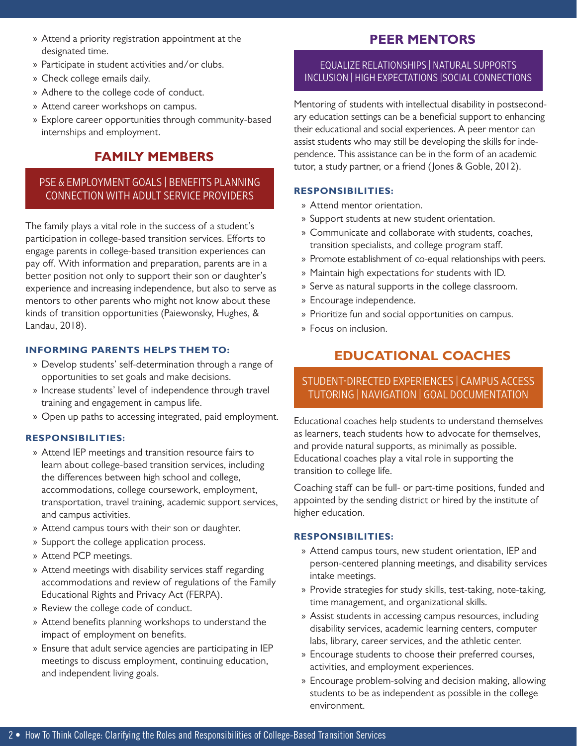- Attend a priority registration appointment at the designated time.
- Participate in student activities and/or clubs.
- Check college emails daily.
- Adhere to the college code of conduct.
- Attend career workshops on campus.
- Explore career opportunities through community-based internships and employment.

## FAMILY MEMBERS

PSE & EMPLOYMENT GOALS | BENEFITS PLANNING
CONNECTION WITH ADULT SERVICE PROVIDERS

The family plays a vital role in the success of a student's participation in college-based transition services. Efforts to engage parents in college-based transition experiences can pay off. With information and preparation, parents are in a better position not only to support their son or daughter's experience and increasing independence, but also to serve as mentors to other parents who might not know about these kinds of transition opportunities (Paiewonsky, Hughes, & Landau, 2018).

### INFORMING PARENTS HELPS THEM TO:

- Develop students' self-determination through a range of opportunities to set goals and make decisions.
- Increase students' level of independence through travel training and engagement in campus life.
- Open up paths to accessing integrated, paid employment.

### RESPONSIBILITIES:

- Attend IEP meetings and transition resource fairs to learn about college-based transition services, including the differences between high school and college, accommodations, college coursework, employment, transportation, travel training, academic support services, and campus activities.
- Attend campus tours with their son or daughter.
- Support the college application process.
- Attend PCP meetings.
- Attend meetings with disability services staff regarding accommodations and review of regulations of the Family Educational Rights and Privacy Act (FERPA).
- Review the college code of conduct.
- Attend benefits planning workshops to understand the impact of employment on benefits.
- Ensure that adult service agencies are participating in IEP meetings to discuss employment, continuing education, and independent living goals.

## PEER MENTORS

EQUALIZE RELATIONSHIPS | NATURAL SUPPORTS
INCLUSION | HIGH EXPECTATIONS | SOCIAL CONNECTIONS

Mentoring of students with intellectual disability in postsecondary education settings can be a beneficial support to enhancing their educational and social experiences. A peer mentor can assist students who may still be developing the skills for independence. This assistance can be in the form of an academic tutor, a study partner, or a friend (Jones & Goble, 2012).

### RESPONSIBILITIES:

- Attend mentor orientation.
- Support students at new student orientation.
- Communicate and collaborate with students, coaches, transition specialists, and college program staff.
- Promote establishment of co-equal relationships with peers.
- Maintain high expectations for students with ID.
- Serve as natural supports in the college classroom.
- Encourage independence.
- Prioritize fun and social opportunities on campus.
- Focus on inclusion.

## EDUCATIONAL COACHES

STUDENT-DIRECTED EXPERIENCES | CAMPUS ACCESS
TUTORING | NAVIGATION | GOAL DOCUMENTATION

Educational coaches help students to understand themselves as learners, teach students how to advocate for themselves, and provide natural supports, as minimally as possible. Educational coaches play a vital role in supporting the transition to college life.

Coaching staff can be full- or part-time positions, funded and appointed by the sending district or hired by the institute of higher education.

### RESPONSIBILITIES:

- Attend campus tours, new student orientation, IEP and person-centered planning meetings, and disability services intake meetings.
- Provide strategies for study skills, test-taking, note-taking, time management, and organizational skills.
- Assist students in accessing campus resources, including disability services, academic learning centers, computer labs, library, career services, and the athletic center.
- Encourage students to choose their preferred courses, activities, and employment experiences.
- Encourage problem-solving and decision making, allowing students to be as independent as possible in the college environment.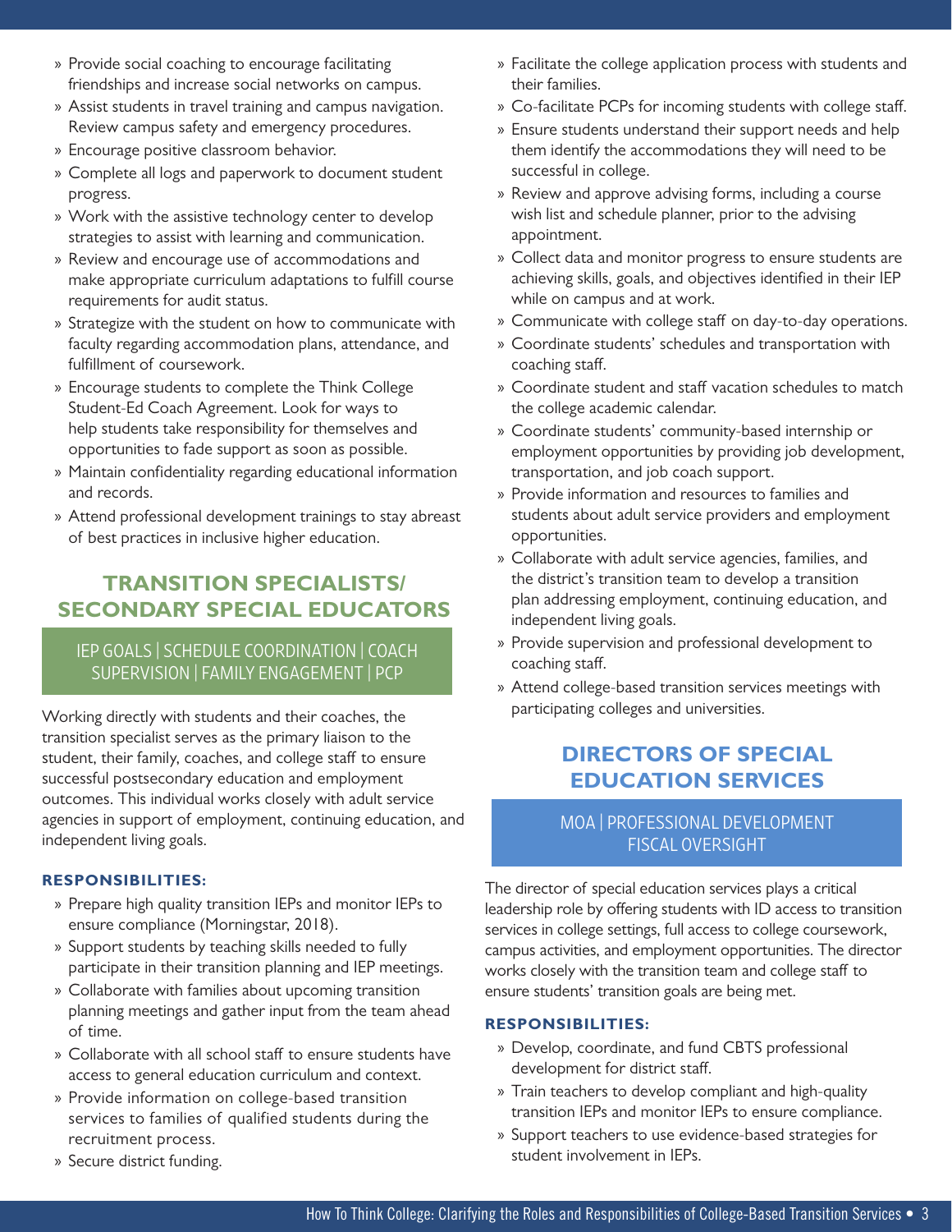- Provide social coaching to encourage facilitating friendships and increase social networks on campus.
- Assist students in travel training and campus navigation. Review campus safety and emergency procedures.
- Encourage positive classroom behavior.
- Complete all logs and paperwork to document student progress.
- Work with the assistive technology center to develop strategies to assist with learning and communication.
- Review and encourage use of accommodations and make appropriate curriculum adaptations to fulfill course requirements for audit status.
- Strategize with the student on how to communicate with faculty regarding accommodation plans, attendance, and fulfillment of coursework.
- Encourage students to complete the Think College Student-Ed Coach Agreement. Look for ways to help students take responsibility for themselves and opportunities to fade support as soon as possible.
- Maintain confidentiality regarding educational information and records.
- Attend professional development trainings to stay abreast of best practices in inclusive higher education.

## TRANSITION SPECIALISTS/ SECONDARY SPECIAL EDUCATORS

IEP GOALS | SCHEDULE COORDINATION | COACH SUPERVISION | FAMILY ENGAGEMENT | PCP

Working directly with students and their coaches, the transition specialist serves as the primary liaison to the student, their family, coaches, and college staff to ensure successful postsecondary education and employment outcomes. This individual works closely with adult service agencies in support of employment, continuing education, and independent living goals.

**RESPONSIBILITIES:**

- Prepare high quality transition IEPs and monitor IEPs to ensure compliance (Morningstar, 2018).
- Support students by teaching skills needed to fully participate in their transition planning and IEP meetings.
- Collaborate with families about upcoming transition planning meetings and gather input from the team ahead of time.
- Collaborate with all school staff to ensure students have access to general education curriculum and context.
- Provide information on college-based transition services to families of qualified students during the recruitment process.
- Secure district funding.
- Facilitate the college application process with students and their families.
- Co-facilitate PCPs for incoming students with college staff.
- Ensure students understand their support needs and help them identify the accommodations they will need to be successful in college.
- Review and approve advising forms, including a course wish list and schedule planner, prior to the advising appointment.
- Collect data and monitor progress to ensure students are achieving skills, goals, and objectives identified in their IEP while on campus and at work.
- Communicate with college staff on day-to-day operations.
- Coordinate students' schedules and transportation with coaching staff.
- Coordinate student and staff vacation schedules to match the college academic calendar.
- Coordinate students' community-based internship or employment opportunities by providing job development, transportation, and job coach support.
- Provide information and resources to families and students about adult service providers and employment opportunities.
- Collaborate with adult service agencies, families, and the district's transition team to develop a transition plan addressing employment, continuing education, and independent living goals.
- Provide supervision and professional development to coaching staff.
- Attend college-based transition services meetings with participating colleges and universities.

## DIRECTORS OF SPECIAL EDUCATION SERVICES

MOA | PROFESSIONAL DEVELOPMENT FISCAL OVERSIGHT

The director of special education services plays a critical leadership role by offering students with ID access to transition services in college settings, full access to college coursework, campus activities, and employment opportunities. The director works closely with the transition team and college staff to ensure students' transition goals are being met.

**RESPONSIBILITIES:**

- Develop, coordinate, and fund CBTS professional development for district staff.
- Train teachers to develop compliant and high-quality transition IEPs and monitor IEPs to ensure compliance.
- Support teachers to use evidence-based strategies for student involvement in IEPs.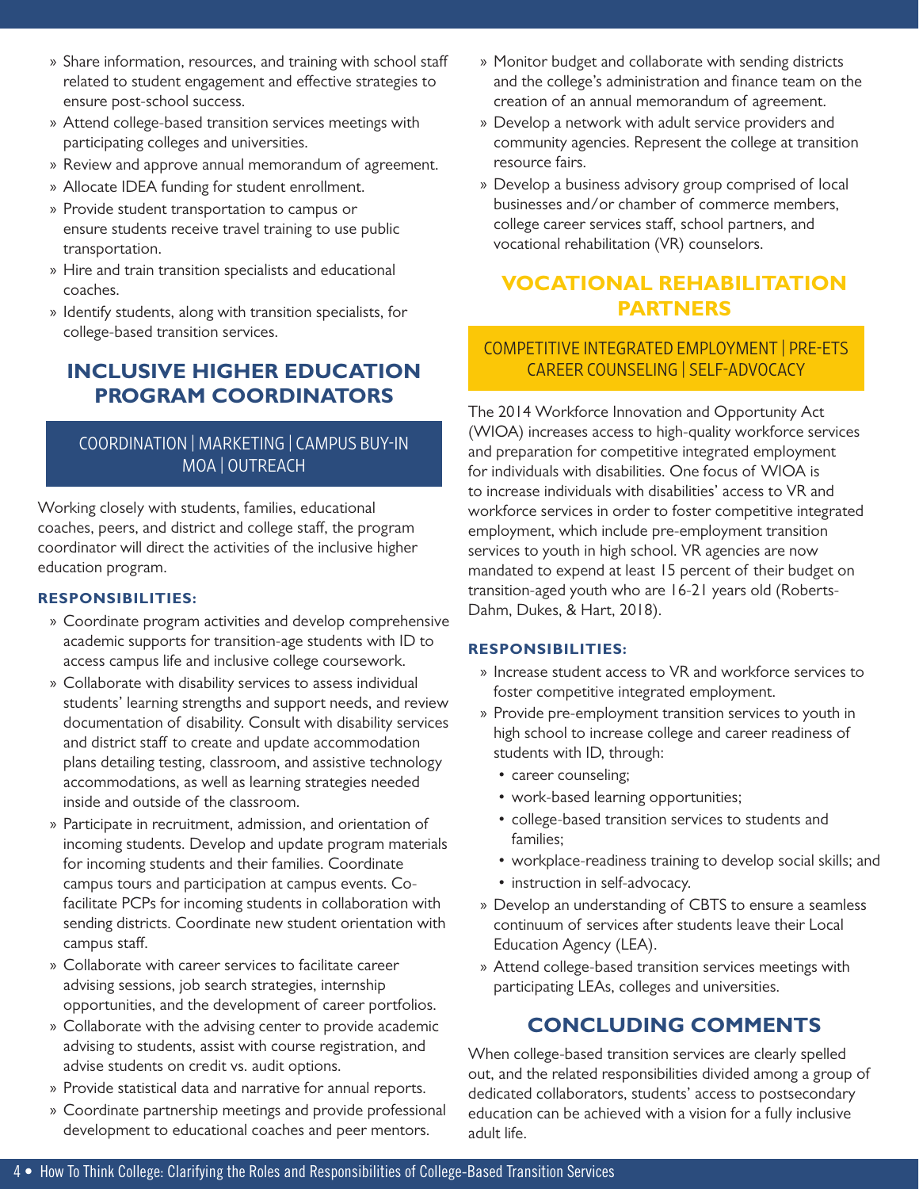- Share information, resources, and training with school staff related to student engagement and effective strategies to ensure post-school success.
- Attend college-based transition services meetings with participating colleges and universities.
- Review and approve annual memorandum of agreement.
- Allocate IDEA funding for student enrollment.
- Provide student transportation to campus or ensure students receive travel training to use public transportation.
- Hire and train transition specialists and educational coaches.
- Identify students, along with transition specialists, for college-based transition services.

## INCLUSIVE HIGHER EDUCATION PROGRAM COORDINATORS

COORDINATION | MARKETING | CAMPUS BUY-IN
MOA | OUTREACH

Working closely with students, families, educational coaches, peers, and district and college staff, the program coordinator will direct the activities of the inclusive higher education program.

**RESPONSIBILITIES:**

- Coordinate program activities and develop comprehensive academic supports for transition-age students with ID to access campus life and inclusive college coursework.
- Collaborate with disability services to assess individual students' learning strengths and support needs, and review documentation of disability. Consult with disability services and district staff to create and update accommodation plans detailing testing, classroom, and assistive technology accommodations, as well as learning strategies needed inside and outside of the classroom.
- Participate in recruitment, admission, and orientation of incoming students. Develop and update program materials for incoming students and their families. Coordinate campus tours and participation at campus events. Co-facilitate PCPs for incoming students in collaboration with sending districts. Coordinate new student orientation with campus staff.
- Collaborate with career services to facilitate career advising sessions, job search strategies, internship opportunities, and the development of career portfolios.
- Collaborate with the advising center to provide academic advising to students, assist with course registration, and advise students on credit vs. audit options.
- Provide statistical data and narrative for annual reports.
- Coordinate partnership meetings and provide professional development to educational coaches and peer mentors.
- Monitor budget and collaborate with sending districts and the college's administration and finance team on the creation of an annual memorandum of agreement.
- Develop a network with adult service providers and community agencies. Represent the college at transition resource fairs.
- Develop a business advisory group comprised of local businesses and/or chamber of commerce members, college career services staff, school partners, and vocational rehabilitation (VR) counselors.

## VOCATIONAL REHABILITATION PARTNERS

COMPETITIVE INTEGRATED EMPLOYMENT | PRE-ETS
CAREER COUNSELING | SELF-ADVOCACY

The 2014 Workforce Innovation and Opportunity Act (WIOA) increases access to high-quality workforce services and preparation for competitive integrated employment for individuals with disabilities. One focus of WIOA is to increase individuals with disabilities' access to VR and workforce services in order to foster competitive integrated employment, which include pre-employment transition services to youth in high school. VR agencies are now mandated to expend at least 15 percent of their budget on transition-aged youth who are 16-21 years old (Roberts-Dahm, Dukes, & Hart, 2018).

**RESPONSIBILITIES:**

- Increase student access to VR and workforce services to foster competitive integrated employment.
- Provide pre-employment transition services to youth in high school to increase college and career readiness of students with ID, through:
  - career counseling;
  - work-based learning opportunities;
  - college-based transition services to students and families;
  - workplace-readiness training to develop social skills; and
  - instruction in self-advocacy.
- Develop an understanding of CBTS to ensure a seamless continuum of services after students leave their Local Education Agency (LEA).
- Attend college-based transition services meetings with participating LEAs, colleges and universities.

## CONCLUDING COMMENTS

When college-based transition services are clearly spelled out, and the related responsibilities divided among a group of dedicated collaborators, students' access to postsecondary education can be achieved with a vision for a fully inclusive adult life.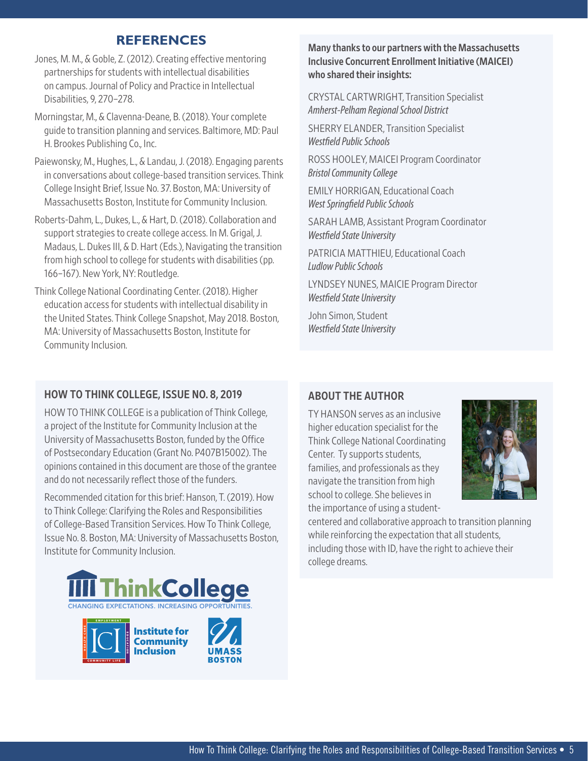## REFERENCES

Jones, M. M., & Goble, Z. (2012). Creating effective mentoring partnerships for students with intellectual disabilities on campus. Journal of Policy and Practice in Intellectual Disabilities, 9, 270–278.

Morningstar, M., & Clavenna-Deane, B. (2018). Your complete guide to transition planning and services. Baltimore, MD: Paul H. Brookes Publishing Co., Inc.

Paiewonsky, M., Hughes, L., & Landau, J. (2018). Engaging parents in conversations about college-based transition services. Think College Insight Brief, Issue No. 37. Boston, MA: University of Massachusetts Boston, Institute for Community Inclusion.

Roberts-Dahm, L., Dukes, L., & Hart, D. (2018). Collaboration and support strategies to create college access. In M. Grigal, J. Madaus, L. Dukes III, & D. Hart (Eds.), Navigating the transition from high school to college for students with disabilities (pp. 166–167). New York, NY: Routledge.

Think College National Coordinating Center. (2018). Higher education access for students with intellectual disability in the United States. Think College Snapshot, May 2018. Boston, MA: University of Massachusetts Boston, Institute for Community Inclusion.

**Many thanks to our partners with the Massachusetts Inclusive Concurrent Enrollment Initiative (MAICEI) who shared their insights:**

CRYSTAL CARTWRIGHT, Transition Specialist
*Amherst-Pelham Regional School District*

SHERRY ELANDER, Transition Specialist
*Westfield Public Schools*

ROSS HOOLEY, MAICEI Program Coordinator
*Bristol Community College*

EMILY HORRIGAN, Educational Coach
*West Springfield Public Schools*

SARAH LAMB, Assistant Program Coordinator
*Westfield State University*

PATRICIA MATTHIEU, Educational Coach
*Ludlow Public Schools*

LYNDSEY NUNES, MAICIE Program Director
*Westfield State University*

John Simon, Student
*Westfield State University*

### HOW TO THINK COLLEGE, ISSUE NO. 8, 2019

HOW TO THINK COLLEGE is a publication of Think College, a project of the Institute for Community Inclusion at the University of Massachusetts Boston, funded by the Office of Postsecondary Education (Grant No. P407B15002). The opinions contained in this document are those of the grantee and do not necessarily reflect those of the funders.

Recommended citation for this brief: Hanson, T. (2019). How to Think College: Clarifying the Roles and Responsibilities of College-Based Transition Services. How To Think College, Issue No. 8. Boston, MA: University of Massachusetts Boston, Institute for Community Inclusion.

ThinkCollege
CHANGING EXPECTATIONS. INCREASING OPPORTUNITIES.

Institute for Community Inclusion

UMASS BOSTON

### ABOUT THE AUTHOR

TY HANSON serves as an inclusive higher education specialist for the Think College National Coordinating Center. Ty supports students, families, and professionals as they navigate the transition from high school to college. She believes in the importance of using a student-centered and collaborative approach to transition planning while reinforcing the expectation that all students, including those with ID, have the right to achieve their college dreams.